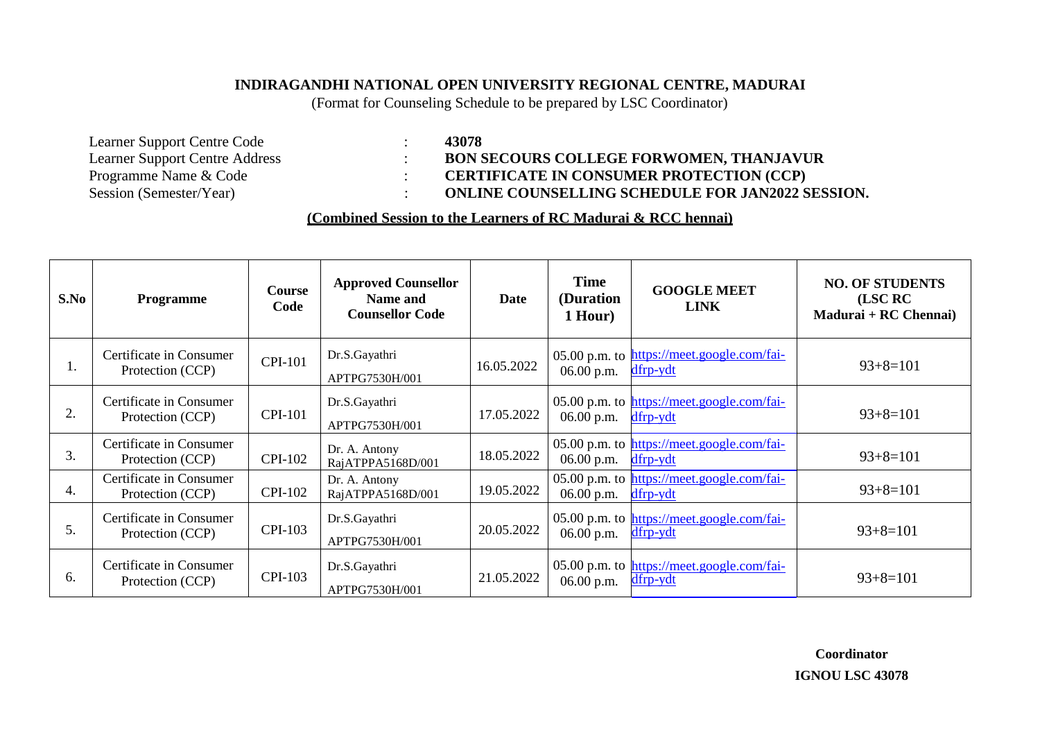**INDIRAGANDHI NATIONAL OPEN UNIVERSITY REGIONAL CENTRE, MADURAI**

(Format for Counseling Schedule to be prepared by LSC Coordinator)

Learner Support Centre Code : **43078**

Learner Support Centre Address : **BON SECOURS COLLEGE FORWOMEN, THANJAVUR**

Programme Name & Code : **CERTIFICATE IN CONSUMER PROTECTION (CCP)**

Session (Semester/Year) : **ONLINE COUNSELLING SCHEDULE FOR JAN2022 SESSION.**

**(Combined Session to the Learners of RC Madurai & RCC hennai)**

| S.No | Programme | Course Code | Approved Counsellor Name and Counsellor Code | Date | Time (Duration 1 Hour) | GOOGLE MEET LINK | NO. OF STUDENTS (LSC RC Madurai + RC Chennai) |
|---|---|---|---|---|---|---|---|
| 1. | Certificate in Consumer Protection (CCP) | CPI-101 | Dr.S.Gayathri APTPG7530H/001 | 16.05.2022 | 05.00 p.m. to 06.00 p.m. | https://meet.google.com/fai-dfrp-ydt | 93+8=101 |
| 2. | Certificate in Consumer Protection (CCP) | CPI-101 | Dr.S.Gayathri APTPG7530H/001 | 17.05.2022 | 05.00 p.m. to 06.00 p.m. | https://meet.google.com/fai-dfrp-ydt | 93+8=101 |
| 3. | Certificate in Consumer Protection (CCP) | CPI-102 | Dr. A. Antony RajATPPA5168D/001 | 18.05.2022 | 05.00 p.m. to 06.00 p.m. | https://meet.google.com/fai-dfrp-ydt | 93+8=101 |
| 4. | Certificate in Consumer Protection (CCP) | CPI-102 | Dr. A. Antony RajATPPA5168D/001 | 19.05.2022 | 05.00 p.m. to 06.00 p.m. | https://meet.google.com/fai-dfrp-ydt | 93+8=101 |
| 5. | Certificate in Consumer Protection (CCP) | CPI-103 | Dr.S.Gayathri APTPG7530H/001 | 20.05.2022 | 05.00 p.m. to 06.00 p.m. | https://meet.google.com/fai-dfrp-ydt | 93+8=101 |
| 6. | Certificate in Consumer Protection (CCP) | CPI-103 | Dr.S.Gayathri APTPG7530H/001 | 21.05.2022 | 05.00 p.m. to 06.00 p.m. | https://meet.google.com/fai-dfrp-ydt | 93+8=101 |

**Coordinator**

**IGNOU LSC 43078**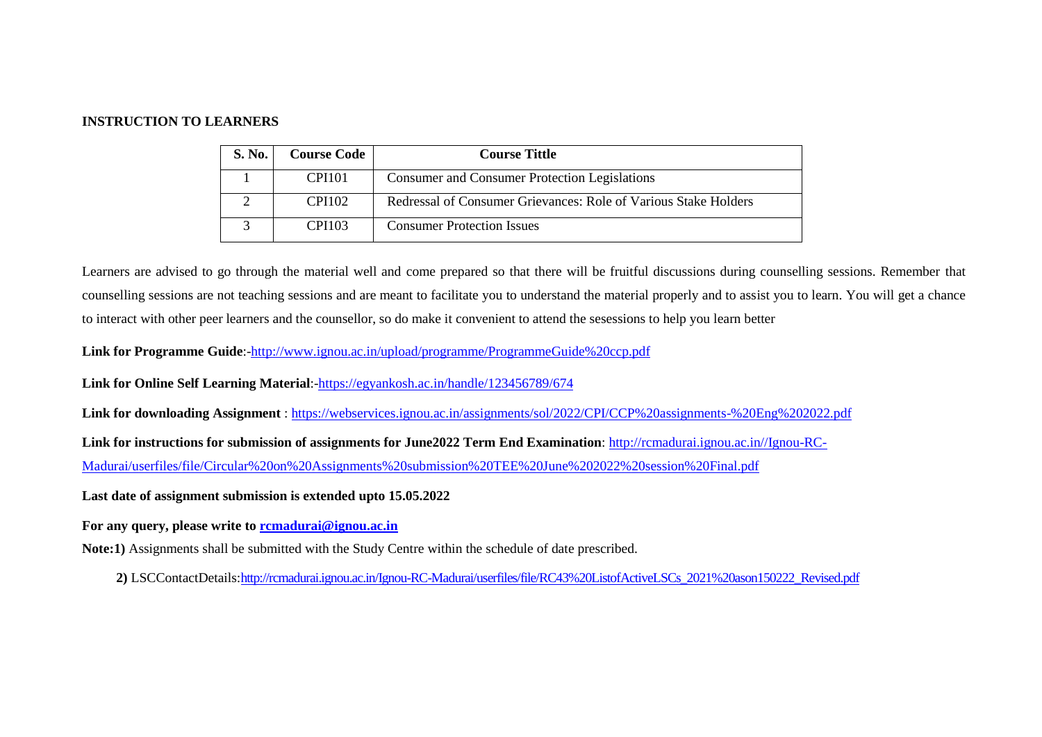**INSTRUCTION TO LEARNERS**

| S. No. | Course Code | Course Tittle |
|---|---|---|
| 1 | CPI101 | Consumer and Consumer Protection Legislations |
| 2 | CPI102 | Redressal of Consumer Grievances: Role of Various Stake Holders |
| 3 | CPI103 | Consumer Protection Issues |

Learners are advised to go through the material well and come prepared so that there will be fruitful discussions during counselling sessions. Remember that counselling sessions are not teaching sessions and are meant to facilitate you to understand the material properly and to assist you to learn. You will get a chance to interact with other peer learners and the counsellor, so do make it convenient to attend the sesessions to help you learn better

**Link for Programme Guide**:-http://www.ignou.ac.in/upload/programme/ProgrammeGuide%20ccp.pdf

**Link for Online Self Learning Material**:-https://egyankosh.ac.in/handle/123456789/674

**Link for downloading Assignment** : https://webservices.ignou.ac.in/assignments/sol/2022/CPI/CCP%20assignments-%20Eng%202022.pdf

**Link for instructions for submission of assignments for June2022 Term End Examination**: http://rcmadurai.ignou.ac.in//Ignou-RC-Madurai/userfiles/file/Circular%20on%20Assignments%20submission%20TEE%20June%202022%20session%20Final.pdf

**Last date of assignment submission is extended upto 15.05.2022**

**For any query, please write to rcmadurai@ignou.ac.in**

**Note:1)** Assignments shall be submitted with the Study Centre within the schedule of date prescribed.

**2)** LSCContactDetails:http://rcmadurai.ignou.ac.in/Ignou-RC-Madurai/userfiles/file/RC43%20ListofActiveLSCs_2021%20ason150222_Revised.pdf